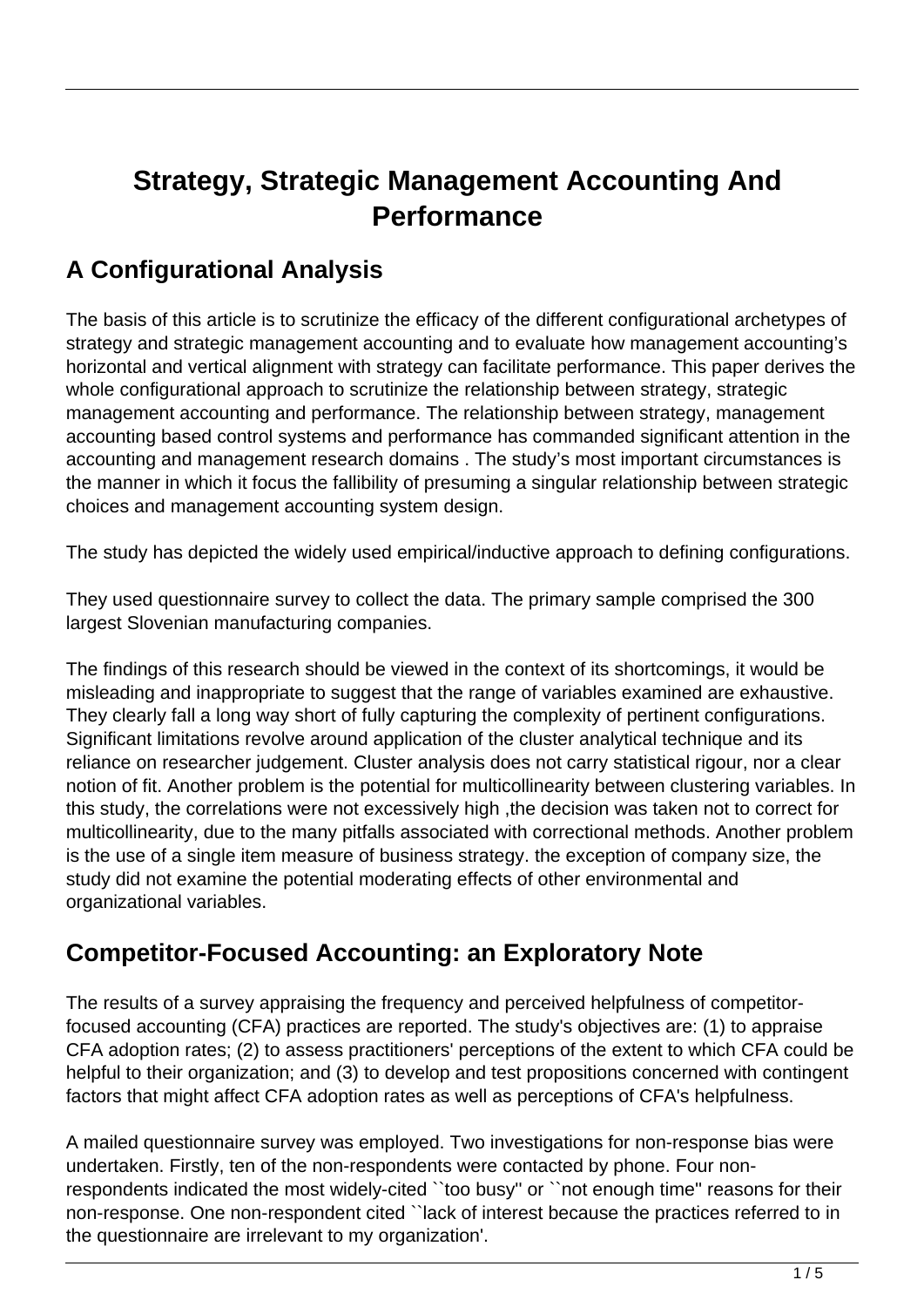# Strategy, Strategic Management Accounting And Performance

## A Configurational Analysis

The basis of this article is to scrutinize the efficacy of the different configurational archetypes of strategy and strategic management accounting and to evaluate how management accounting's horizontal and vertical alignment with strategy can facilitate performance. This paper derives the whole configurational approach to scrutinize the relationship between strategy, strategic management accounting and performance. The relationship between strategy, management accounting based control systems and performance has commanded significant attention in the accounting and management research domains . The study's most important circumstances is the manner in which it focus the fallibility of presuming a singular relationship between strategic choices and management accounting system design.

The study has depicted the widely used empirical/inductive approach to defining configurations.

They used questionnaire survey to collect the data. The primary sample comprised the 300 largest Slovenian manufacturing companies.

The findings of this research should be viewed in the context of its shortcomings, it would be misleading and inappropriate to suggest that the range of variables examined are exhaustive. They clearly fall a long way short of fully capturing the complexity of pertinent configurations. Significant limitations revolve around application of the cluster analytical technique and its reliance on researcher judgement. Cluster analysis does not carry statistical rigour, nor a clear notion of fit. Another problem is the potential for multicollinearity between clustering variables. In this study, the correlations were not excessively high ,the decision was taken not to correct for multicollinearity, due to the many pitfalls associated with correctional methods. Another problem is the use of a single item measure of business strategy. the exception of company size, the study did not examine the potential moderating effects of other environmental and organizational variables.

## Competitor-Focused Accounting: an Exploratory Note

The results of a survey appraising the frequency and perceived helpfulness of competitor-focused accounting (CFA) practices are reported. The study's objectives are: (1) to appraise CFA adoption rates; (2) to assess practitioners' perceptions of the extent to which CFA could be helpful to their organization; and (3) to develop and test propositions concerned with contingent factors that might affect CFA adoption rates as well as perceptions of CFA's helpfulness.

A mailed questionnaire survey was employed. Two investigations for non-response bias were undertaken. Firstly, ten of the non-respondents were contacted by phone. Four non-respondents indicated the most widely-cited ``too busy'' or ``not enough time'' reasons for their non-response. One non-respondent cited ``lack of interest because the practices referred to in the questionnaire are irrelevant to my organization'.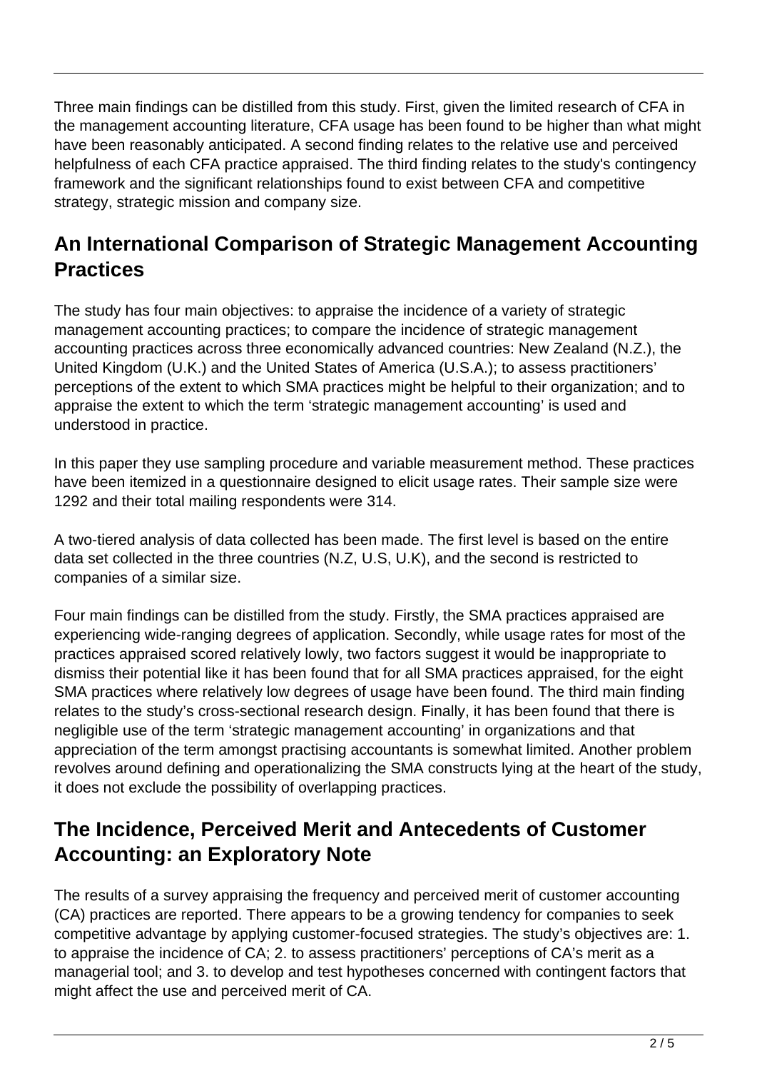Three main findings can be distilled from this study. First, given the limited research of CFA in the management accounting literature, CFA usage has been found to be higher than what might have been reasonably anticipated. A second finding relates to the relative use and perceived helpfulness of each CFA practice appraised. The third finding relates to the study's contingency framework and the significant relationships found to exist between CFA and competitive strategy, strategic mission and company size.

## An International Comparison of Strategic Management Accounting Practices

The study has four main objectives: to appraise the incidence of a variety of strategic management accounting practices; to compare the incidence of strategic management accounting practices across three economically advanced countries: New Zealand (N.Z.), the United Kingdom (U.K.) and the United States of America (U.S.A.); to assess practitioners' perceptions of the extent to which SMA practices might be helpful to their organization; and to appraise the extent to which the term 'strategic management accounting' is used and understood in practice.

In this paper they use sampling procedure and variable measurement method. These practices have been itemized in a questionnaire designed to elicit usage rates. Their sample size were 1292 and their total mailing respondents were 314.

A two-tiered analysis of data collected has been made. The first level is based on the entire data set collected in the three countries (N.Z, U.S, U.K), and the second is restricted to companies of a similar size.

Four main findings can be distilled from the study. Firstly, the SMA practices appraised are experiencing wide-ranging degrees of application. Secondly, while usage rates for most of the practices appraised scored relatively lowly, two factors suggest it would be inappropriate to dismiss their potential like it has been found that for all SMA practices appraised, for the eight SMA practices where relatively low degrees of usage have been found. The third main finding relates to the study's cross-sectional research design. Finally, it has been found that there is negligible use of the term 'strategic management accounting' in organizations and that appreciation of the term amongst practising accountants is somewhat limited. Another problem revolves around defining and operationalizing the SMA constructs lying at the heart of the study, it does not exclude the possibility of overlapping practices.

## The Incidence, Perceived Merit and Antecedents of Customer Accounting: an Exploratory Note

The results of a survey appraising the frequency and perceived merit of customer accounting (CA) practices are reported. There appears to be a growing tendency for companies to seek competitive advantage by applying customer-focused strategies. The study's objectives are: 1. to appraise the incidence of CA; 2. to assess practitioners' perceptions of CA's merit as a managerial tool; and 3. to develop and test hypotheses concerned with contingent factors that might affect the use and perceived merit of CA.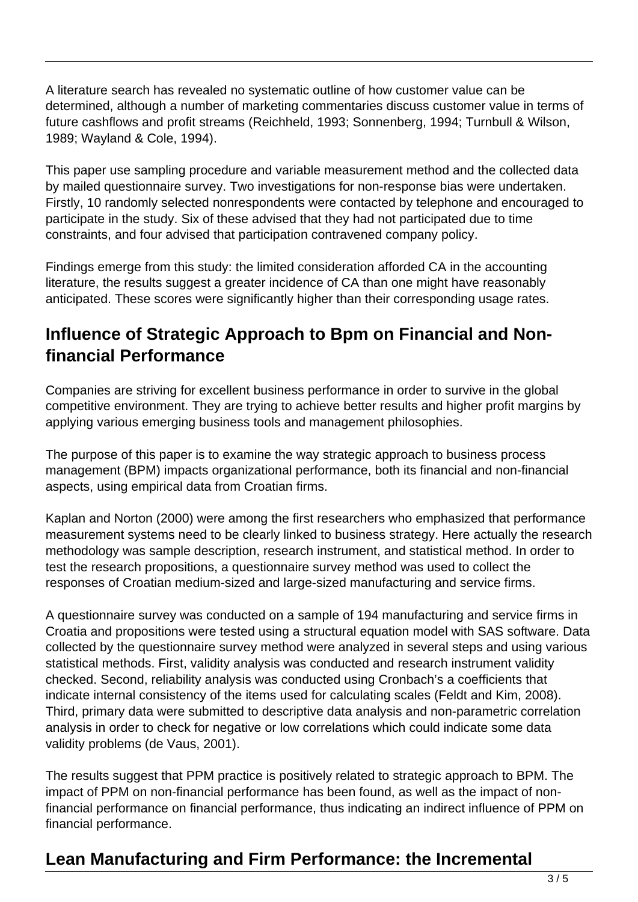A literature search has revealed no systematic outline of how customer value can be determined, although a number of marketing commentaries discuss customer value in terms of future cashflows and profit streams (Reichheld, 1993; Sonnenberg, 1994; Turnbull & Wilson, 1989; Wayland & Cole, 1994).

This paper use sampling procedure and variable measurement method and the collected data by mailed questionnaire survey. Two investigations for non-response bias were undertaken. Firstly, 10 randomly selected nonrespondents were contacted by telephone and encouraged to participate in the study. Six of these advised that they had not participated due to time constraints, and four advised that participation contravened company policy.

Findings emerge from this study: the limited consideration afforded CA in the accounting literature, the results suggest a greater incidence of CA than one might have reasonably anticipated. These scores were significantly higher than their corresponding usage rates.

## Influence of Strategic Approach to Bpm on Financial and Non-financial Performance

Companies are striving for excellent business performance in order to survive in the global competitive environment. They are trying to achieve better results and higher profit margins by applying various emerging business tools and management philosophies.

The purpose of this paper is to examine the way strategic approach to business process management (BPM) impacts organizational performance, both its financial and non-financial aspects, using empirical data from Croatian firms.

Kaplan and Norton (2000) were among the first researchers who emphasized that performance measurement systems need to be clearly linked to business strategy. Here actually the research methodology was sample description, research instrument, and statistical method. In order to test the research propositions, a questionnaire survey method was used to collect the responses of Croatian medium-sized and large-sized manufacturing and service firms.

A questionnaire survey was conducted on a sample of 194 manufacturing and service firms in Croatia and propositions were tested using a structural equation model with SAS software. Data collected by the questionnaire survey method were analyzed in several steps and using various statistical methods. First, validity analysis was conducted and research instrument validity checked. Second, reliability analysis was conducted using Cronbach's a coefficients that indicate internal consistency of the items used for calculating scales (Feldt and Kim, 2008). Third, primary data were submitted to descriptive data analysis and non-parametric correlation analysis in order to check for negative or low correlations which could indicate some data validity problems (de Vaus, 2001).

The results suggest that PPM practice is positively related to strategic approach to BPM. The impact of PPM on non-financial performance has been found, as well as the impact of non-financial performance on financial performance, thus indicating an indirect influence of PPM on financial performance.

## Lean Manufacturing and Firm Performance: the Incremental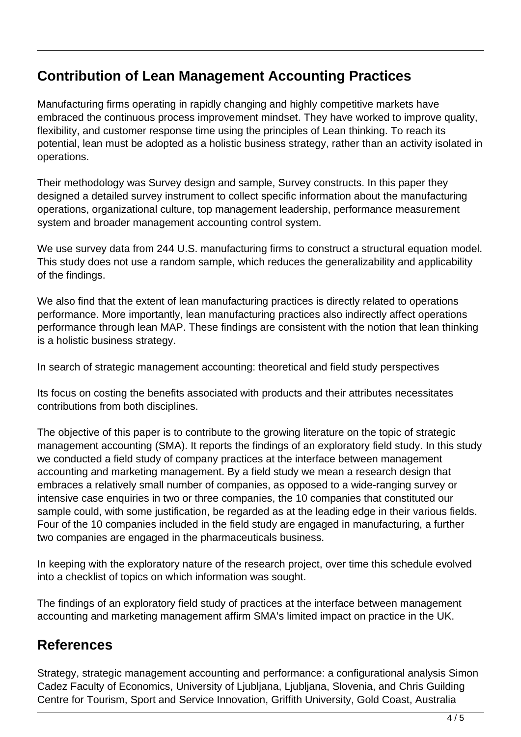## Contribution of Lean Management Accounting Practices

Manufacturing firms operating in rapidly changing and highly competitive markets have embraced the continuous process improvement mindset. They have worked to improve quality, flexibility, and customer response time using the principles of Lean thinking. To reach its potential, lean must be adopted as a holistic business strategy, rather than an activity isolated in operations.

Their methodology was Survey design and sample, Survey constructs. In this paper they designed a detailed survey instrument to collect specific information about the manufacturing operations, organizational culture, top management leadership, performance measurement system and broader management accounting control system.

We use survey data from 244 U.S. manufacturing firms to construct a structural equation model. This study does not use a random sample, which reduces the generalizability and applicability of the findings.

We also find that the extent of lean manufacturing practices is directly related to operations performance. More importantly, lean manufacturing practices also indirectly affect operations performance through lean MAP. These findings are consistent with the notion that lean thinking is a holistic business strategy.

In search of strategic management accounting: theoretical and field study perspectives

Its focus on costing the benefits associated with products and their attributes necessitates contributions from both disciplines.

The objective of this paper is to contribute to the growing literature on the topic of strategic management accounting (SMA). It reports the findings of an exploratory field study. In this study we conducted a field study of company practices at the interface between management accounting and marketing management. By a field study we mean a research design that embraces a relatively small number of companies, as opposed to a wide-ranging survey or intensive case enquiries in two or three companies, the 10 companies that constituted our sample could, with some justification, be regarded as at the leading edge in their various fields. Four of the 10 companies included in the field study are engaged in manufacturing, a further two companies are engaged in the pharmaceuticals business.

In keeping with the exploratory nature of the research project, over time this schedule evolved into a checklist of topics on which information was sought.

The findings of an exploratory field study of practices at the interface between management accounting and marketing management affirm SMA's limited impact on practice in the UK.

## References

Strategy, strategic management accounting and performance: a configurational analysis Simon Cadez Faculty of Economics, University of Ljubljana, Ljubljana, Slovenia, and Chris Guilding Centre for Tourism, Sport and Service Innovation, Griffith University, Gold Coast, Australia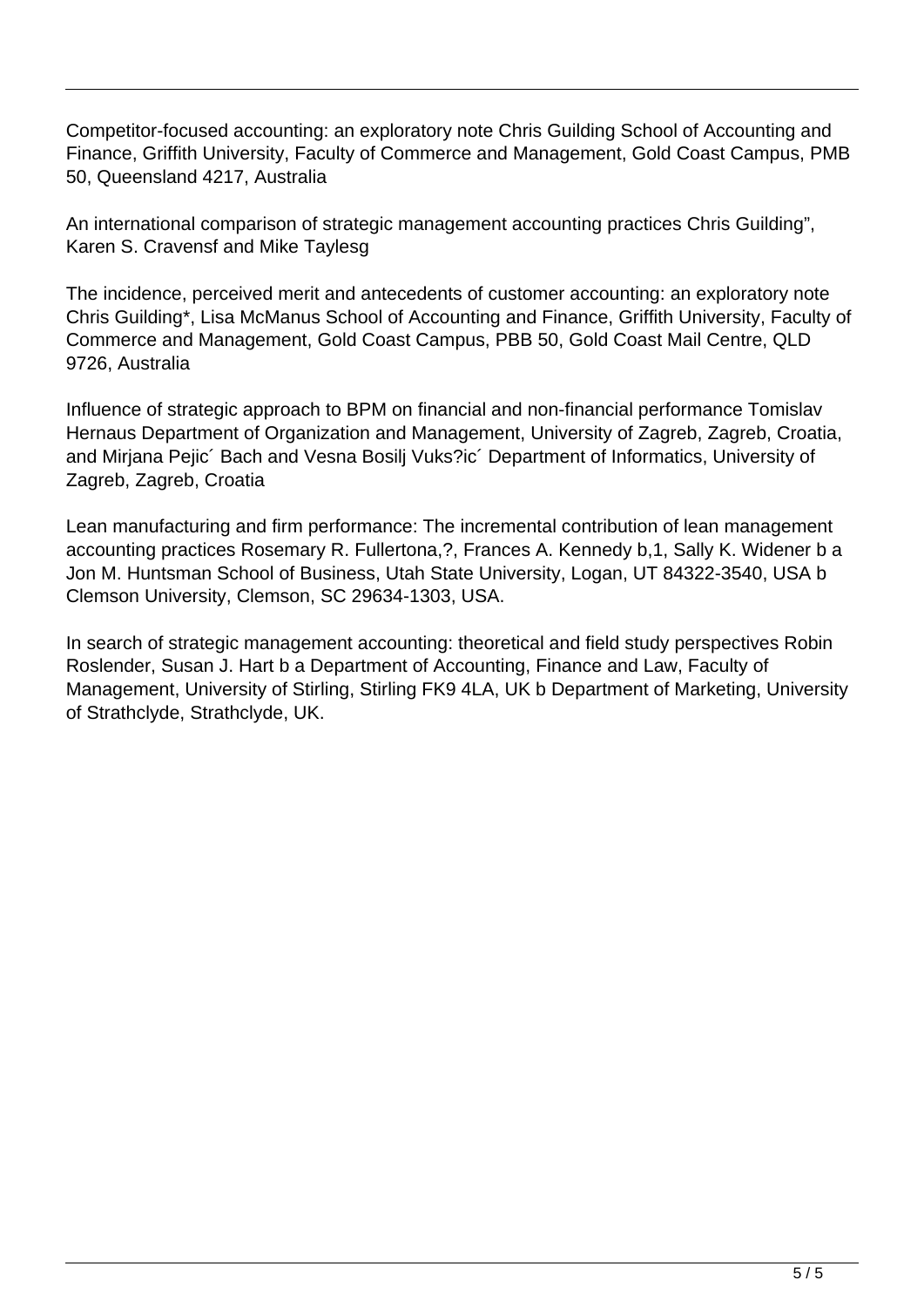Competitor-focused accounting: an exploratory note Chris Guilding School of Accounting and Finance, Griffith University, Faculty of Commerce and Management, Gold Coast Campus, PMB 50, Queensland 4217, Australia

An international comparison of strategic management accounting practices Chris Guilding", Karen S. Cravensf and Mike Taylesg

The incidence, perceived merit and antecedents of customer accounting: an exploratory note Chris Guilding*, Lisa McManus School of Accounting and Finance, Griffith University, Faculty of Commerce and Management, Gold Coast Campus, PBB 50, Gold Coast Mail Centre, QLD 9726, Australia

Influence of strategic approach to BPM on financial and non-financial performance Tomislav Hernaus Department of Organization and Management, University of Zagreb, Zagreb, Croatia, and Mirjana Pejic´ Bach and Vesna Bosilj Vuks?ic´ Department of Informatics, University of Zagreb, Zagreb, Croatia

Lean manufacturing and firm performance: The incremental contribution of lean management accounting practices Rosemary R. Fullertona,?, Frances A. Kennedy b,1, Sally K. Widener b a Jon M. Huntsman School of Business, Utah State University, Logan, UT 84322-3540, USA b Clemson University, Clemson, SC 29634-1303, USA.

In search of strategic management accounting: theoretical and field study perspectives Robin Roslender, Susan J. Hart b a Department of Accounting, Finance and Law, Faculty of Management, University of Stirling, Stirling FK9 4LA, UK b Department of Marketing, University of Strathclyde, Strathclyde, UK.